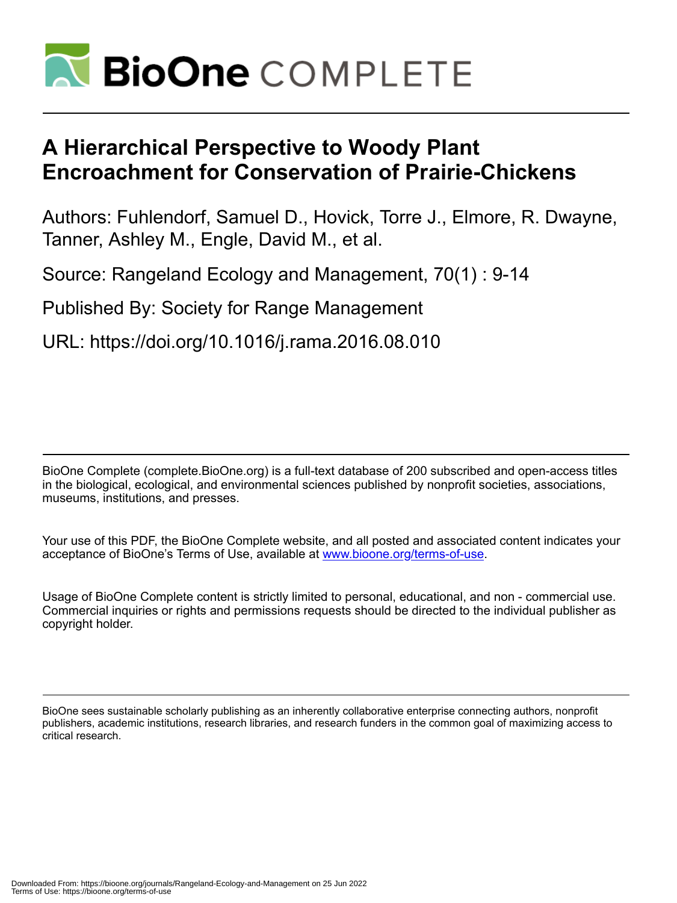# A Hierarchical Perspective to Woody Plant Encroachment for Conservation of Prairie-Chickens

Authors: Fuhlendorf, Samuel D., Hovick, Torre J., Elmore, R. Dwayne, Tanner, Ashley M., Engle, David M., et al.

Source: Rangeland Ecology and Management, 70(1) : 9-14

Published By: Society for Range Management

URL: https://doi.org/10.1016/j.rama.2016.08.010

BioOne Complete (complete.BioOne.org) is a full-text database of 200 subscribed and open-access titles in the biological, ecological, and environmental sciences published by nonprofit societies, associations, museums, institutions, and presses.

Your use of this PDF, the BioOne Complete website, and all posted and associated content indicates your acceptance of BioOne's Terms of Use, available at www.bioone.org/terms-of-use.

Usage of BioOne Complete content is strictly limited to personal, educational, and non - commercial use. Commercial inquiries or rights and permissions requests should be directed to the individual publisher as copyright holder.

BioOne sees sustainable scholarly publishing as an inherently collaborative enterprise connecting authors, nonprofit publishers, academic institutions, research libraries, and research funders in the common goal of maximizing access to critical research.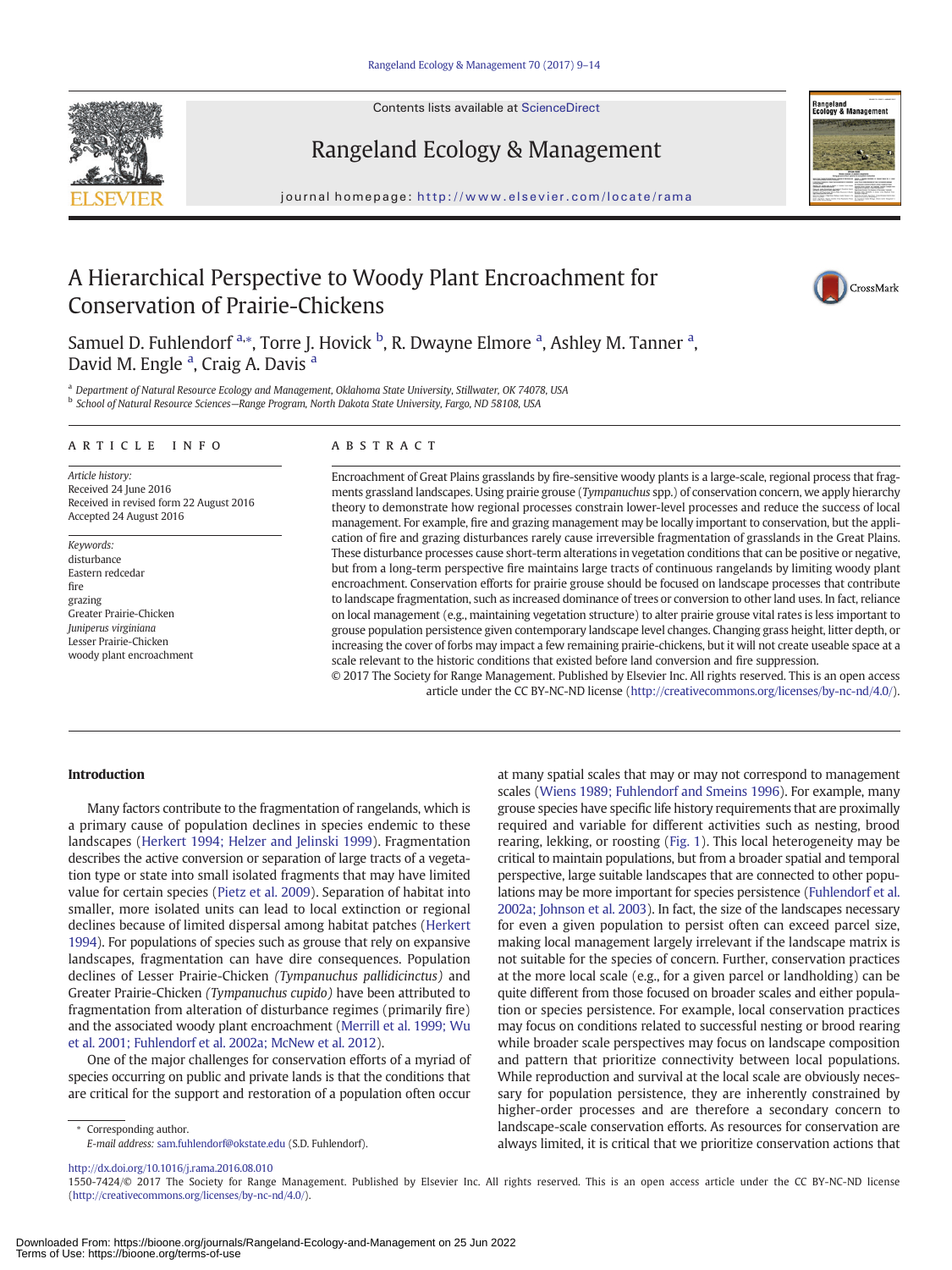# A Hierarchical Perspective to Woody Plant Encroachment for Conservation of Prairie-Chickens

Samuel D. Fuhlendorf [a,*], Torre J. Hovick [b], R. Dwayne Elmore [a], Ashley M. Tanner [a], David M. Engle [a], Craig A. Davis [a]

[a] Department of Natural Resource Ecology and Management, Oklahoma State University, Stillwater, OK 74078, USA
[b] School of Natural Resource Sciences—Range Program, North Dakota State University, Fargo, ND 58108, USA

## ARTICLE INFO

*Article history:*
Received 24 June 2016
Received in revised form 22 August 2016
Accepted 24 August 2016

*Keywords:*
disturbance
Eastern redcedar
fire
grazing
Greater Prairie-Chicken
*Juniperus virginiana*
Lesser Prairie-Chicken
woody plant encroachment

## ABSTRACT

Encroachment of Great Plains grasslands by fire-sensitive woody plants is a large-scale, regional process that fragments grassland landscapes. Using prairie grouse (*Tympanuchus* spp.) of conservation concern, we apply hierarchy theory to demonstrate how regional processes constrain lower-level processes and reduce the success of local management. For example, fire and grazing management may be locally important to conservation, but the application of fire and grazing disturbances rarely cause irreversible fragmentation of grasslands in the Great Plains. These disturbance processes cause short-term alterations in vegetation conditions that can be positive or negative, but from a long-term perspective fire maintains large tracts of continuous rangelands by limiting woody plant encroachment. Conservation efforts for prairie grouse should be focused on landscape processes that contribute to landscape fragmentation, such as increased dominance of trees or conversion to other land uses. In fact, reliance on local management (e.g., maintaining vegetation structure) to alter prairie grouse vital rates is less important to grouse population persistence given contemporary landscape level changes. Changing grass height, litter depth, or increasing the cover of forbs may impact a few remaining prairie-chickens, but it will not create useable space at a scale relevant to the historic conditions that existed before land conversion and fire suppression.

© 2017 The Society for Range Management. Published by Elsevier Inc. All rights reserved. This is an open access article under the CC BY-NC-ND license (http://creativecommons.org/licenses/by-nc-nd/4.0/).

## Introduction

Many factors contribute to the fragmentation of rangelands, which is a primary cause of population declines in species endemic to these landscapes (Herkert 1994; Helzer and Jelinski 1999). Fragmentation describes the active conversion or separation of large tracts of a vegetation type or state into small isolated fragments that may have limited value for certain species (Pietz et al. 2009). Separation of habitat into smaller, more isolated units can lead to local extinction or regional declines because of limited dispersal among habitat patches (Herkert 1994). For populations of species such as grouse that rely on expansive landscapes, fragmentation can have dire consequences. Population declines of Lesser Prairie-Chicken *(Tympanuchus pallidicinctus)* and Greater Prairie-Chicken *(Tympanuchus cupido)* have been attributed to fragmentation from alteration of disturbance regimes (primarily fire) and the associated woody plant encroachment (Merrill et al. 1999; Wu et al. 2001; Fuhlendorf et al. 2002a; McNew et al. 2012).

One of the major challenges for conservation efforts of a myriad of species occurring on public and private lands is that the conditions that are critical for the support and restoration of a population often occur at many spatial scales that may or may not correspond to management scales (Wiens 1989; Fuhlendorf and Smeins 1996). For example, many grouse species have specific life history requirements that are proximally required and variable for different activities such as nesting, brood rearing, lekking, or roosting (Fig. 1). This local heterogeneity may be critical to maintain populations, but from a broader spatial and temporal perspective, large suitable landscapes that are connected to other populations may be more important for species persistence (Fuhlendorf et al. 2002a; Johnson et al. 2003). In fact, the size of the landscapes necessary for even a given population to persist often can exceed parcel size, making local management largely irrelevant if the landscape matrix is not suitable for the species of concern. Further, conservation practices at the more local scale (e.g., for a given parcel or landholding) can be quite different from those focused on broader scales and either population or species persistence. For example, local conservation practices may focus on conditions related to successful nesting or brood rearing while broader scale perspectives may focus on landscape composition and pattern that prioritize connectivity between local populations. While reproduction and survival at the local scale are obviously necessary for population persistence, they are inherently constrained by higher-order processes and are therefore a secondary concern to landscape-scale conservation efforts. As resources for conservation are always limited, it is critical that we prioritize conservation actions that

\* Corresponding author.
E-mail address: sam.fuhlendorf@okstate.edu (S.D. Fuhlendorf).

http://dx.doi.org/10.1016/j.rama.2016.08.010
1550-7424/© 2017 The Society for Range Management. Published by Elsevier Inc. All rights reserved. This is an open access article under the CC BY-NC-ND license (http://creativecommons.org/licenses/by-nc-nd/4.0/).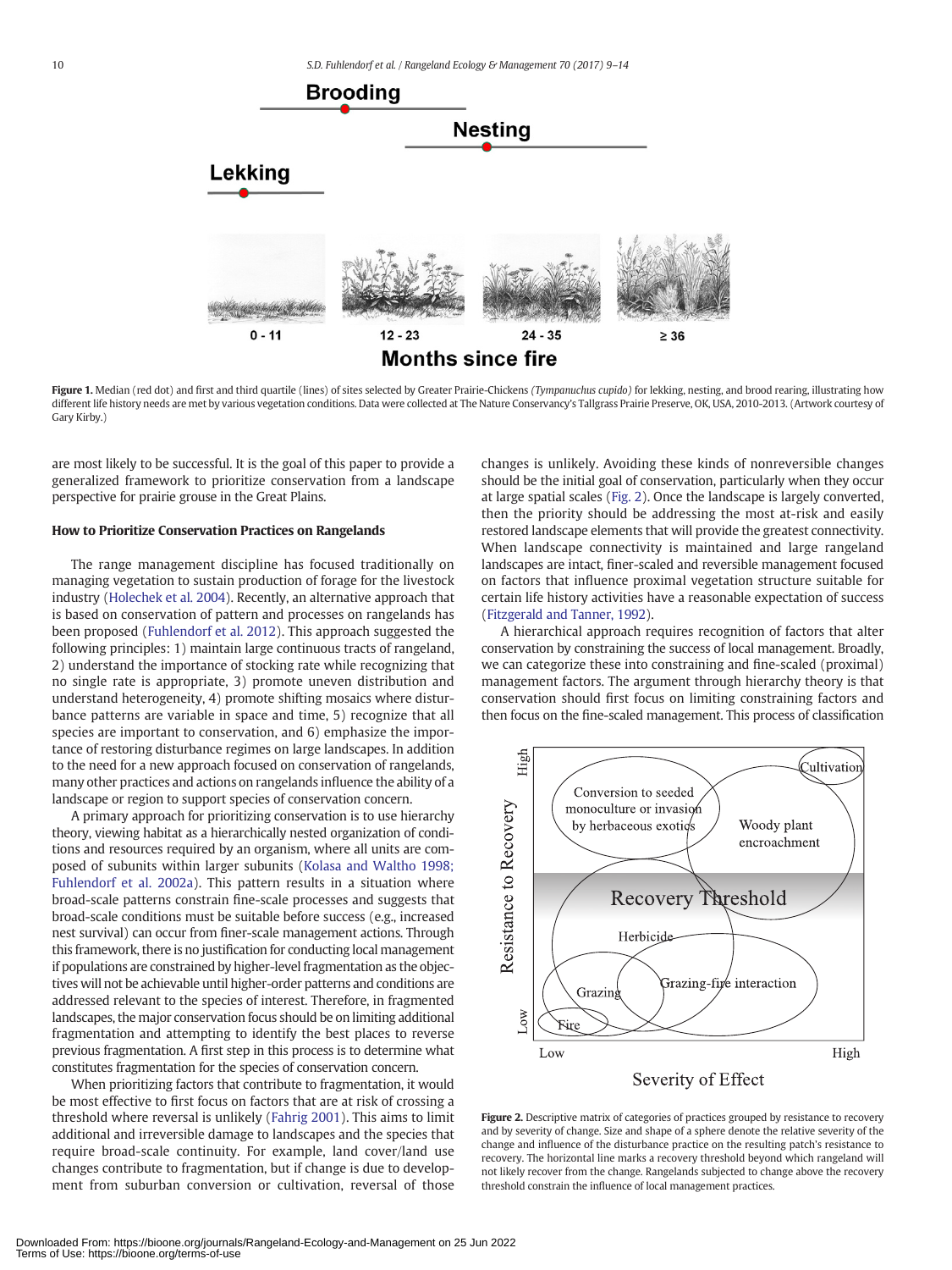Brooding

Nesting

Lekking

0 - 11

12 - 23

24 - 35

≥ 36

Months since fire

**Figure 1.** Median (red dot) and first and third quartile (lines) of sites selected by Greater Prairie-Chickens *(Tympanuchus cupido)* for lekking, nesting, and brood rearing, illustrating how different life history needs are met by various vegetation conditions. Data were collected at The Nature Conservancy's Tallgrass Prairie Preserve, OK, USA, 2010-2013. (Artwork courtesy of Gary Kirby.)

are most likely to be successful. It is the goal of this paper to provide a generalized framework to prioritize conservation from a landscape perspective for prairie grouse in the Great Plains.

### How to Prioritize Conservation Practices on Rangelands

The range management discipline has focused traditionally on managing vegetation to sustain production of forage for the livestock industry (Holechek et al. 2004). Recently, an alternative approach that is based on conservation of pattern and processes on rangelands has been proposed (Fuhlendorf et al. 2012). This approach suggested the following principles: 1) maintain large continuous tracts of rangeland, 2) understand the importance of stocking rate while recognizing that no single rate is appropriate, 3) promote uneven distribution and understand heterogeneity, 4) promote shifting mosaics where disturbance patterns are variable in space and time, 5) recognize that all species are important to conservation, and 6) emphasize the importance of restoring disturbance regimes on large landscapes. In addition to the need for a new approach focused on conservation of rangelands, many other practices and actions on rangelands influence the ability of a landscape or region to support species of conservation concern.

A primary approach for prioritizing conservation is to use hierarchy theory, viewing habitat as a hierarchically nested organization of conditions and resources required by an organism, where all units are composed of subunits within larger subunits (Kolasa and Waltho 1998; Fuhlendorf et al. 2002a). This pattern results in a situation where broad-scale patterns constrain fine-scale processes and suggests that broad-scale conditions must be suitable before success (e.g., increased nest survival) can occur from finer-scale management actions. Through this framework, there is no justification for conducting local management if populations are constrained by higher-level fragmentation as the objectives will not be achievable until higher-order patterns and conditions are addressed relevant to the species of interest. Therefore, in fragmented landscapes, the major conservation focus should be on limiting additional fragmentation and attempting to identify the best places to reverse previous fragmentation. A first step in this process is to determine what constitutes fragmentation for the species of conservation concern.

When prioritizing factors that contribute to fragmentation, it would be most effective to first focus on factors that are at risk of crossing a threshold where reversal is unlikely (Fahrig 2001). This aims to limit additional and irreversible damage to landscapes and the species that require broad-scale continuity. For example, land cover/land use changes contribute to fragmentation, but if change is due to development from suburban conversion or cultivation, reversal of those changes is unlikely. Avoiding these kinds of nonreversible changes should be the initial goal of conservation, particularly when they occur at large spatial scales (Fig. 2). Once the landscape is largely converted, then the priority should be addressing the most at-risk and easily restored landscape elements that will provide the greatest connectivity. When landscape connectivity is maintained and large rangeland landscapes are intact, finer-scaled and reversible management focused on factors that influence proximal vegetation structure suitable for certain life history activities have a reasonable expectation of success (Fitzgerald and Tanner, 1992).

A hierarchical approach requires recognition of factors that alter conservation by constraining the success of local management. Broadly, we can categorize these into constraining and fine-scaled (proximal) management factors. The argument through hierarchy theory is that conservation should first focus on limiting constraining factors and then focus on the fine-scaled management. This process of classification

Resistance to Recovery
High
Low
Severity of Effect
Low
High
Cultivation
Conversion to seeded monoculture or invasion by herbaceous exotics
Woody plant encroachment
Recovery Threshold
Herbicide
Grazing
Grazing-fire interaction
Fire

**Figure 2.** Descriptive matrix of categories of practices grouped by resistance to recovery and by severity of change. Size and shape of a sphere denote the relative severity of the change and influence of the disturbance practice on the resulting practice's resistance to recovery. The horizontal line marks a recovery threshold beyond which rangeland will not likely recover from the change. Rangelands subjected to change above the recovery threshold constrain the influence of local management practices.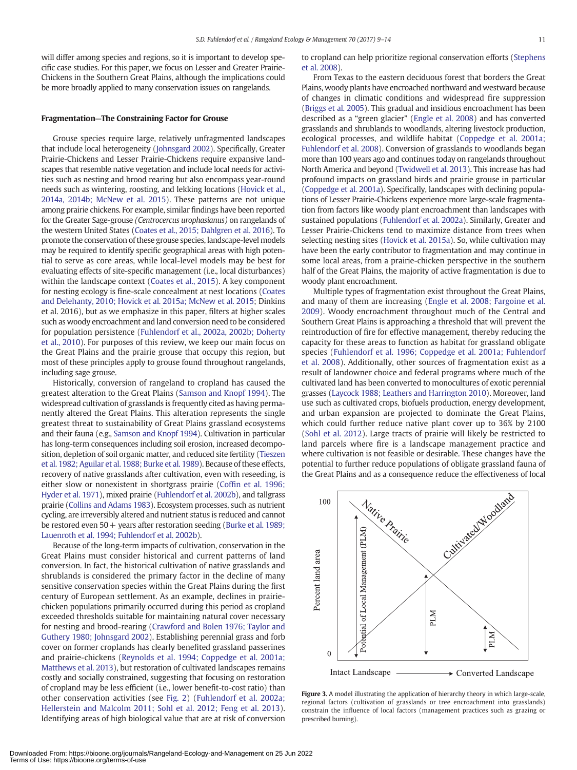will differ among species and regions, so it is important to develop specific case studies. For this paper, we focus on Lesser and Greater Prairie-Chickens in the Southern Great Plains, although the implications could be more broadly applied to many conservation issues on rangelands.

## Fragmentation—The Constraining Factor for Grouse

Grouse species require large, relatively unfragmented landscapes that include local heterogeneity (Johnsgard 2002). Specifically, Greater Prairie-Chickens and Lesser Prairie-Chickens require expansive landscapes that resemble native vegetation and include local needs for activities such as nesting and brood rearing but also encompass year-round needs such as wintering, roosting, and lekking locations (Hovick et al., 2014a, 2014b; McNew et al. 2015). These patterns are not unique among prairie chickens. For example, similar findings have been reported for the Greater Sage-grouse *(Centrocercus urophasianus)* on rangelands of the western United States (Coates et al., 2015; Dahlgren et al. 2016). To promote the conservation of these grouse species, landscape-level models may be required to identify specific geographical areas with high potential to serve as core areas, while local-level models may be best for evaluating effects of site-specific management (i.e., local disturbances) within the landscape context (Coates et al., 2015). A key component for nesting ecology is fine-scale concealment at nest locations (Coates and Delehanty, 2010; Hovick et al. 2015a; McNew et al. 2015; Dinkins et al. 2016), but as we emphasize in this paper, filters at higher scales such as woody encroachment and land conversion need to be considered for population persistence (Fuhlendorf et al., 2002a, 2002b; Doherty et al., 2010). For purposes of this review, we keep our main focus on the Great Plains and the prairie grouse that occupy this region, but most of these principles apply to grouse found throughout rangelands, including sage grouse.

Historically, conversion of rangeland to cropland has caused the greatest alteration to the Great Plains (Samson and Knopf 1994). The widespread cultivation of grasslands is frequently cited as having permanently altered the Great Plains. This alteration represents the single greatest threat to sustainability of Great Plains grassland ecosystems and their fauna (e.g., Samson and Knopf 1994). Cultivation in particular has long-term consequences including soil erosion, increased decomposition, depletion of soil organic matter, and reduced site fertility (Tieszen et al. 1982; Aguilar et al. 1988; Burke et al. 1989). Because of these effects, recovery of native grasslands after cultivation, even with reseeding, is either slow or nonexistent in shortgrass prairie (Coffin et al. 1996; Hyder et al. 1971), mixed prairie (Fuhlendorf et al. 2002b), and tallgrass prairie (Collins and Adams 1983). Ecosystem processes, such as nutrient cycling, are irreversibly altered and nutrient status is reduced and cannot be restored even 50+ years after restoration seeding (Burke et al. 1989; Lauenroth et al. 1994; Fuhlendorf et al. 2002b).

Because of the long-term impacts of cultivation, conservation in the Great Plains must consider historical and current patterns of land conversion. In fact, the historical cultivation of native grasslands and shrublands is considered the primary factor in the decline of many sensitive conservation species within the Great Plains during the first century of European settlement. As an example, declines in prairie-chicken populations primarily occurred during this period as cropland exceeded thresholds suitable for maintaining natural cover necessary for nesting and brood-rearing (Crawford and Bolen 1976; Taylor and Guthery 1980; Johnsgard 2002). Establishing perennial grass and forb cover on former croplands has clearly benefited grassland passerines and prairie-chickens (Reynolds et al. 1994; Coppedge et al. 2001a; Matthews et al. 2013), but restoration of cultivated landscapes remains costly and socially constrained, suggesting that focusing on restoration of cropland may be less efficient (i.e., lower benefit-to-cost ratio) than other conservation activities (see Fig. 2) (Fuhlendorf et al. 2002a; Hellerstein and Malcolm 2011; Sohl et al. 2012; Feng et al. 2013). Identifying areas of high biological value that are at risk of conversion to cropland can help prioritize regional conservation efforts (Stephens et al. 2008).

From Texas to the eastern deciduous forest that borders the Great Plains, woody plants have encroached northward and westward because of changes in climatic conditions and widespread fire suppression (Briggs et al. 2005). This gradual and insidious encroachment has been described as a "green glacier" (Engle et al. 2008) and has converted grasslands and shrublands to woodlands, altering livestock production, ecological processes, and wildlife habitat (Coppedge et al. 2001a; Fuhlendorf et al. 2008). Conversion of grasslands to woodlands began more than 100 years ago and continues today on rangelands throughout North America and beyond (Twidwell et al. 2013). This increase has had profound impacts on grassland birds and prairie grouse in particular (Coppedge et al. 2001a). Specifically, landscapes with declining populations of Lesser Prairie-Chickens experience more large-scale fragmentation from factors like woody plant encroachment than landscapes with sustained populations (Fuhlendorf et al. 2002a). Similarly, Greater and Lesser Prairie-Chickens tend to maximize distance from trees when selecting nesting sites (Hovick et al. 2015a). So, while cultivation may have been the early contributor to fragmentation and may continue in some local areas, from a prairie-chicken perspective in the southern half of the Great Plains, the majority of active fragmentation is due to woody plant encroachment.

Multiple types of fragmentation exist throughout the Great Plains, and many of them are increasing (Engle et al. 2008; Fargoine et al. 2009). Woody encroachment throughout much of the Central and Southern Great Plains is approaching a threshold that will prevent the reintroduction of fire for effective management, thereby reducing the capacity for these areas to function as habitat for grassland obligate species (Fuhlendorf et al. 1996; Coppedge et al. 2001a; Fuhlendorf et al. 2008). Additionally, other sources of fragmentation exist as a result of landowner choice and federal programs where much of the cultivated land has been converted to monocultures of exotic perennial grasses (Laycock 1988; Leathers and Harrington 2010). Moreover, land use such as cultivated crops, biofuels production, energy development, and urban expansion are projected to dominate the Great Plains, which could further reduce native plant cover up to 36% by 2100 (Sohl et al. 2012). Large tracts of prairie will likely be restricted to land parcels where fire is a landscape management practice and where cultivation is not feasible or desirable. These changes have the potential to further reduce populations of obligate grassland fauna of the Great Plains and as a consequence reduce the effectiveness of local

**Figure 3.** A model illustrating the application of hierarchy theory in which large-scale, regional factors (cultivation of grasslands or tree encroachment into grasslands) constrain the influence of local factors (management practices such as grazing or prescribed burning).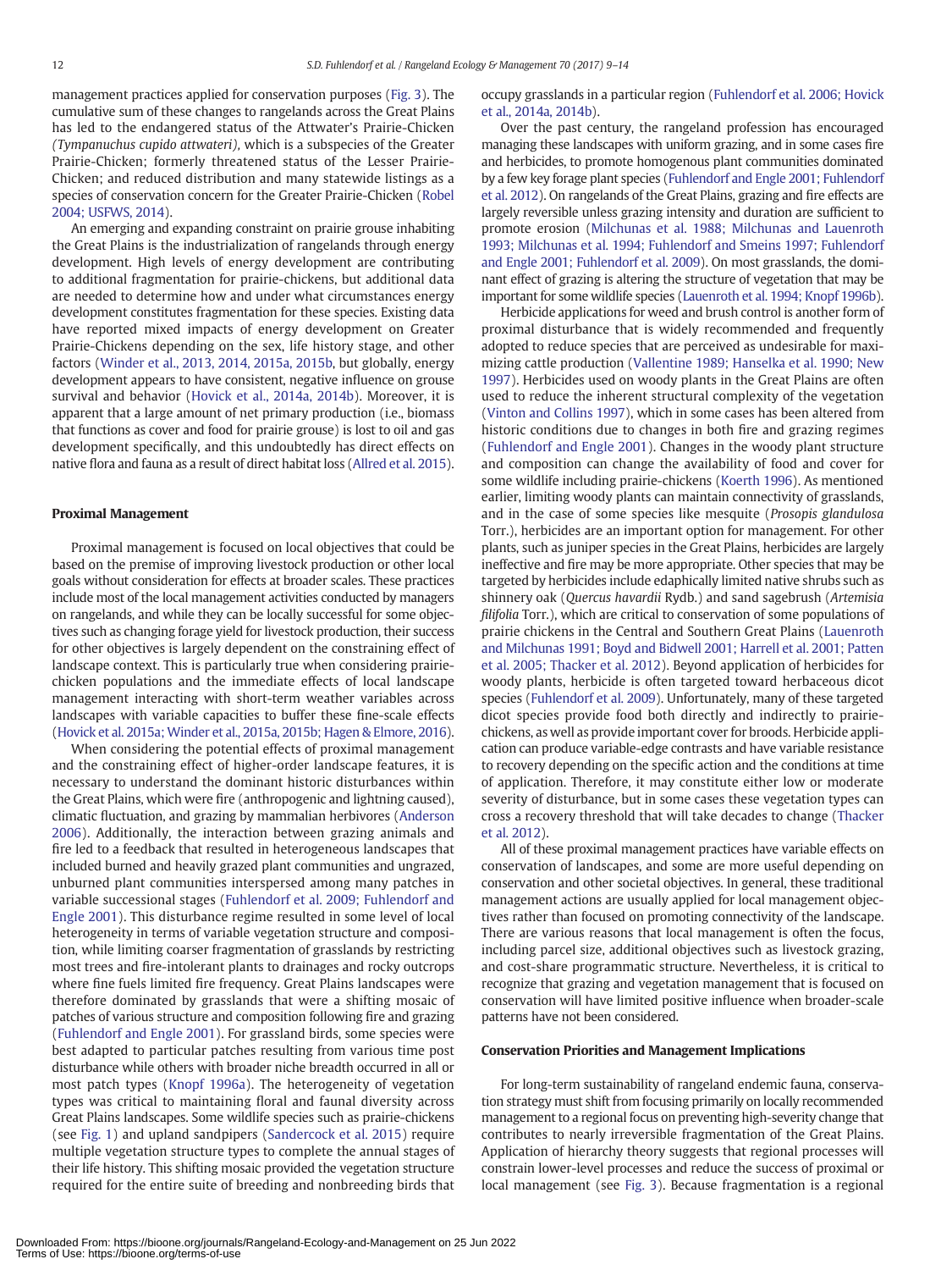management practices applied for conservation purposes (Fig. 3). The cumulative sum of these changes to rangelands across the Great Plains has led to the endangered status of the Attwater's Prairie-Chicken *(Tympanuchus cupido attwateri),* which is a subspecies of the Greater Prairie-Chicken; formerly threatened status of the Lesser Prairie-Chicken; and reduced distribution and many statewide listings as a species of conservation concern for the Greater Prairie-Chicken (Robel 2004; USFWS, 2014).

An emerging and expanding constraint on prairie grouse inhabiting the Great Plains is the industrialization of rangelands through energy development. High levels of energy development are contributing to additional fragmentation for prairie-chickens, but additional data are needed to determine how and under what circumstances energy development constitutes fragmentation for these species. Existing data have reported mixed impacts of energy development on Greater Prairie-Chickens depending on the sex, life history stage, and other factors (Winder et al., 2013, 2014, 2015a, 2015b, but globally, energy development appears to have consistent, negative influence on grouse survival and behavior (Hovick et al., 2014a, 2014b). Moreover, it is apparent that a large amount of net primary production (i.e., biomass that functions as cover and food for prairie grouse) is lost to oil and gas development specifically, and this undoubtedly has direct effects on native flora and fauna as a result of direct habitat loss (Allred et al. 2015).

## Proximal Management

Proximal management is focused on local objectives that could be based on the premise of improving livestock production or other local goals without consideration for effects at broader scales. These practices include most of the local management activities conducted by managers on rangelands, and while they can be locally successful for some objectives such as changing forage yield for livestock production, their success for other objectives is largely dependent on the constraining effect of landscape context. This is particularly true when considering prairie-chicken populations and the immediate effects of local landscape management interacting with short-term weather variables across landscapes with variable capacities to buffer these fine-scale effects (Hovick et al. 2015a; Winder et al., 2015a, 2015b; Hagen & Elmore, 2016).

When considering the potential effects of proximal management and the constraining effect of higher-order landscape features, it is necessary to understand the dominant historic disturbances within the Great Plains, which were fire (anthropogenic and lightning caused), climatic fluctuation, and grazing by mammalian herbivores (Anderson 2006). Additionally, the interaction between grazing animals and fire led to a feedback that resulted in heterogeneous landscapes that included burned and heavily grazed plant communities and ungrazed, unburned plant communities interspersed among many patches in variable successional stages (Fuhlendorf et al. 2009; Fuhlendorf and Engle 2001). This disturbance regime resulted in some level of local heterogeneity in terms of variable vegetation structure and composition, while limiting coarser fragmentation of grasslands by restricting most trees and fire-intolerant plants to drainages and rocky outcrops where fine fuels limited fire frequency. Great Plains landscapes were therefore dominated by grasslands that were a shifting mosaic of patches of various structure and composition following fire and grazing (Fuhlendorf and Engle 2001). For grassland birds, some species were best adapted to particular patches resulting from various time post disturbance while others with broader niche breadth occurred in all or most patch types (Knopf 1996a). The heterogeneity of vegetation types was critical to maintaining floral and faunal diversity across Great Plains landscapes. Some wildlife species such as prairie-chickens (see Fig. 1) and upland sandpipers (Sandercock et al. 2015) require multiple vegetation structure types to complete the annual stages of their life history. This shifting mosaic provided the vegetation structure required for the entire suite of breeding and nonbreeding birds that occupy grasslands in a particular region (Fuhlendorf et al. 2006; Hovick et al., 2014a, 2014b).

Over the past century, the rangeland profession has encouraged managing these landscapes with uniform grazing, and in some cases fire and herbicides, to promote homogenous plant communities dominated by a few key forage plant species (Fuhlendorf and Engle 2001; Fuhlendorf et al. 2012). On rangelands of the Great Plains, grazing and fire effects are largely reversible unless grazing intensity and duration are sufficient to promote erosion (Milchunas et al. 1988; Milchunas and Lauenroth 1993; Milchunas et al. 1994; Fuhlendorf and Smeins 1997; Fuhlendorf and Engle 2001; Fuhlendorf et al. 2009). On most grasslands, the dominant effect of grazing is altering the structure of vegetation that may be important for some wildlife species (Lauenroth et al. 1994; Knopf 1996b).

Herbicide applications for weed and brush control is another form of proximal disturbance that is widely recommended and frequently adopted to reduce species that are perceived as undesirable for maximizing cattle production (Vallentine 1989; Hanselka et al. 1990; New 1997). Herbicides used on woody plants in the Great Plains are often used to reduce the inherent structural complexity of the vegetation (Vinton and Collins 1997), which in some cases has been altered from historic conditions due to changes in both fire and grazing regimes (Fuhlendorf and Engle 2001). Changes in the woody plant structure and composition can change the availability of food and cover for some wildlife including prairie-chickens (Koerth 1996). As mentioned earlier, limiting woody plants can maintain connectivity of grasslands, and in the case of some species like mesquite (*Prosopis glandulosa* Torr.), herbicides are an important option for management. For other plants, such as juniper species in the Great Plains, herbicides are largely ineffective and fire may be more appropriate. Other species that may be targeted by herbicides include edaphically limited native shrubs such as shinnery oak (*Quercus havardii* Rydb.) and sand sagebrush (*Artemisia filifolia* Torr.), which are critical to conservation of some populations of prairie chickens in the Central and Southern Great Plains (Lauenroth and Milchunas 1991; Boyd and Bidwell 2001; Harrell et al. 2001; Patten et al. 2005; Thacker et al. 2012). Beyond application of herbicides for woody plants, herbicide is often targeted toward herbaceous dicot species (Fuhlendorf et al. 2009). Unfortunately, many of these targeted dicot species provide food both directly and indirectly to prairie-chickens, as well as provide important cover for broods. Herbicide application can produce variable-edge contrasts and have variable resistance to recovery depending on the specific action and the conditions at time of application. Therefore, it may constitute either low or moderate severity of disturbance, but in some cases these vegetation types can cross a recovery threshold that will take decades to change (Thacker et al. 2012).

All of these proximal management practices have variable effects on conservation of landscapes, and some are more useful depending on conservation and other societal objectives. In general, these traditional management actions are usually applied for local management objectives rather than focused on promoting connectivity of the landscape. There are various reasons that local management is often the focus, including parcel size, additional objectives such as livestock grazing, and cost-share programmatic structure. Nevertheless, it is critical to recognize that grazing and vegetation management that is focused on conservation will have limited positive influence when broader-scale patterns have not been considered.

## Conservation Priorities and Management Implications

For long-term sustainability of rangeland endemic fauna, conservation strategy must shift from focusing primarily on locally recommended management to a regional focus on preventing high-severity change that contributes to nearly irreversible fragmentation of the Great Plains. Application of hierarchy theory suggests that regional processes will constrain lower-level processes and reduce the success of proximal or local management (see Fig. 3). Because fragmentation is a regional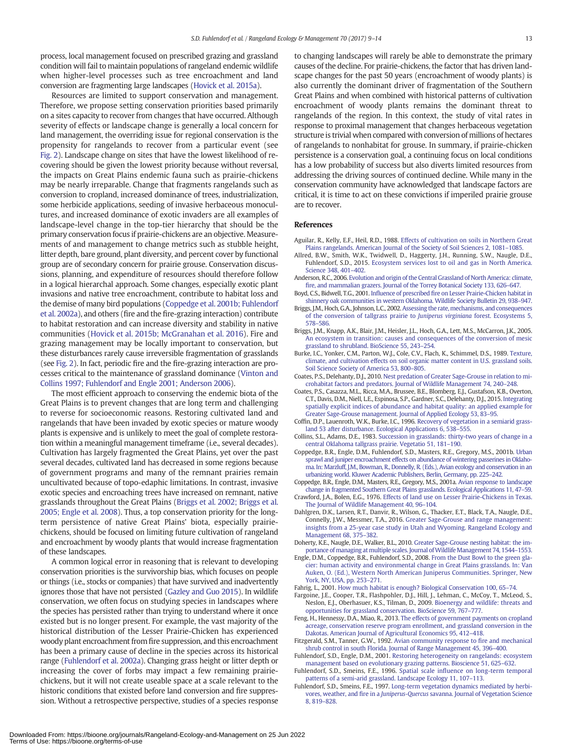process, local management focused on prescribed grazing and grassland condition will fail to maintain populations of rangeland endemic wildlife when higher-level processes such as tree encroachment and land conversion are fragmenting large landscapes (Hovick et al. 2015a).

Resources are limited to support conservation and management. Therefore, we propose setting conservation priorities based primarily on a sites capacity to recover from changes that have occurred. Although severity of effects or landscape change is generally a local concern for land management, the overriding issue for regional conservation is the propensity for rangelands to recover from a particular event (see Fig. 2). Landscape change on sites that have the lowest likelihood of recovering should be given the lowest priority because without reversal, the impacts on Great Plains endemic fauna such as prairie-chickens may be nearly irreparable. Change that fragments rangelands such as conversion to cropland, increased dominance of trees, industrialization, some herbicide applications, seeding of invasive herbaceous monocultures, and increased dominance of exotic invaders are all examples of landscape-level change in the top-tier hierarchy that should be the primary conservation focus if prairie-chickens are an objective. Measurements of and management to change metrics such as stubble height, litter depth, bare ground, plant diversity, and percent cover by functional group are of secondary concern for prairie grouse. Conservation discussions, planning, and expenditure of resources should therefore follow in a logical hierarchal approach. Some changes, especially exotic plant invasions and native tree encroachment, contribute to habitat loss and the demise of many bird populations (Coppedge et al. 2001b; Fuhlendorf et al. 2002a), and others (fire and the fire-grazing interaction) contribute to habitat restoration and can increase diversity and stability in native communities (Hovick et al. 2015b; McGranahan et al. 2016). Fire and grazing management may be locally important to conservation, but these disturbances rarely cause irreversible fragmentation of grasslands (see Fig. 2). In fact, periodic fire and the fire-grazing interaction are processes critical to the maintenance of grassland dominance (Vinton and Collins 1997; Fuhlendorf and Engle 2001; Anderson 2006).

The most efficient approach to conserving the endemic biota of the Great Plains is to prevent changes that are long term and challenging to reverse for socioeconomic reasons. Restoring cultivated land and rangelands that have been invaded by exotic species or mature woody plants is expensive and is unlikely to meet the goal of complete restoration within a meaningful management timeframe (i.e., several decades). Cultivation has largely fragmented the Great Plains, yet over the past several decades, cultivated land has decreased in some regions because of government programs and many of the remnant prairies remain uncultivated because of topo-edaphic limitations. In contrast, invasive exotic species and encroaching trees have increased on remnant, native grasslands throughout the Great Plains (Briggs et al. 2002; Briggs et al. 2005; Engle et al. 2008). Thus, a top conservation priority for the long-term persistence of native Great Plains' biota, especially prairie-chickens, should be focused on limiting future cultivation of rangeland and encroachment by woody plants that would increase fragmentation of these landscapes.

A common logical error in reasoning that is relevant to developing conservation priorities is the survivorship bias, which focuses on people or things (i.e., stocks or companies) that have survived and inadvertently ignores those that have not persisted (Gazley and Guo 2015). In wildlife conservation, we often focus on studying species in landscapes where the species has persisted rather than trying to understand where it once existed but is no longer present. For example, the vast majority of the historical distribution of the Lesser Prairie-Chicken has experienced woody plant encroachment from fire suppression, and this encroachment has been a primary cause of decline in the species across its historical range (Fuhlendorf et al. 2002a). Changing grass height or litter depth or increasing the cover of forbs may impact a few remaining prairie-chickens, but it will not create useable space at a scale relevant to the historic conditions that existed before land conversion and fire suppression. Without a retrospective perspective, studies of a species response to changing landscapes will rarely be able to demonstrate the primary causes of the decline. For prairie-chickens, the factor that has driven landscape changes for the past 50 years (encroachment of woody plants) is also currently the dominant driver of fragmentation of the Southern Great Plains and when combined with historical patterns of cultivation encroachment of woody plants remains the dominant threat to rangelands of the region. In this context, the study of vital rates in response to proximal management that changes herbaceous vegetation structure is trivial when compared with conversion of millions of hectares of rangelands to nonhabitat for grouse. In summary, if prairie-chicken persistence is a conservation goal, a continuing focus on local conditions has a low probability of success but also diverts limited resources from addressing the driving sources of continued decline. While many in the conservation community have acknowledged that landscape factors are critical, it is time to act on these convictions if imperiled prairie grouse are to recover.

## References

Aguilar, R., Kelly, E.F., Heil, R.D., 1988. Effects of cultivation on soils in Northern Great Plains rangelands. American Journal of the Society of Soil Sciences 2, 1081–1085.

Allred, B.W., Smith, W.K., Twidwell, D., Haggerty, J.H., Running, S.W., Naugle, D.E., Fuhlendorf, S.D., 2015. Ecosystem services lost to oil and gas in North America. Science 348, 401–402.

Anderson, R.C., 2006. Evolution and origin of the Central Grassland of North America: climate, fire, and mammalian grazers. Journal of the Torrey Botanical Society 133, 626–647.

Boyd, C.S., Bidwell, T.G., 2001. Influence of prescribed fire on Lesser Prairie-Chicken habitat in shinnery oak communities in western Oklahoma. Wildlife Society Bulletin 29, 938–947.

Briggs, J.M., Hoch, G.A., Johnson, L.C., 2002. Assessing the rate, mechanisms, and consequences of the conversion of tallgrass prairie to *Juniperus virginiana* forest. Ecosystems 5, 578–586.

Briggs, J.M., Knapp, A.K., Blair, J.M., Heisler, J.L., Hoch, G.A., Lett, M.S., McCarron, J.K., 2005. An ecosystem in transition: causes and consequences of the conversion of mesic grassland to shrubland. BioScience 55, 243–254.

Burke, I.C., Yonker, C.M., Parton, W.J., Cole, C.V., Flach, K., Schimmel, D.S., 1989. Texture, climate, and cultivation effects on soil organic matter content in U.S. grassland soils. Soil Science Society of America 53, 800–805.

Coates, P.S., Delehanty, D.J., 2010. Nest predation of Greater Sage-Grouse in relation to microhabitat factors and predators. Journal of Wildlife Management 74, 240–248.

Coates, P.S., Casazza, M.L., Ricca, M.A., Brussee, B.E., Blomberg, E.J., Gustafson, K.B., Overton, C.T., Davis, D.M., Niell, L.E., Espinosa, S.P., Gardner, S.C., Delehanty, D.J., 2015. Integrating spatially explicit indices of abundance and habitat quality: an applied example for Greater Sage-Grouse management. Journal of Applied Ecology 53, 83–95.

Coffin, D.P., Lauenroth, W.K., Burke, I.C., 1996. Recovery of vegetation in a semiarid grassland 53 after disturbance. Ecological Applications 6, 538–555.

Collins, S.L., Adams, D.E., 1983. Succession in grasslands: thirty-two years of change in a central Oklahoma tallgrass prairie. Vegetatio 51, 181–190.

Coppedge, B.R., Engle, D.M., Fuhlendorf, S.D., Masters, R.E., Gregory, M.S., 2001b. Urban sprawl and juniper encroachment effects on abundance of wintering passerines in Oklahoma. In: Marzluff, J.M., Bowman, R., Donnelly, R. (Eds.), Avian ecology and conservation in an urbanizing world. Kluwer Academic Publishers, Berlin, Germany, pp. 225–242.

Coppedge, B.R., Engle, D.M., Masters, R.E., Gregory, M.S., 2001a. Avian response to landscape change in fragmented Southern Great Plains grasslands. Ecological Applications 11, 47–59.

Crawford, J.A., Bolen, E.G., 1976. Effects of land use on Lesser Prairie-Chickens in Texas. The Journal of Wildlife Management 40, 96–104.

Dahlgren, D.K., Larsen, R.T., Danvir, R., Wilson, G., Thacker, E.T., Black, T.A., Naugle, D.E., Connelly, J.W., Messmer, T.A., 2016. Greater Sage-Grouse and range management: insights from a 25-year case study in Utah and Wyoming. Rangeland Ecology and Management 68, 375–382.

Doherty, K.E., Naugle, D.E., Walker, B.L., 2010. Greater Sage-Grouse nesting habitat: the importance of managing at multiple scales. Journal of Wildlife Management 74, 1544–1553.

Engle, D.M., Coppedge, B.R., Fuhlendorf, S.D., 2008. From the Dust Bowl to the green glacier: human activity and environmental change in Great Plains grasslands. In: Van Auken, O. (Ed.), Western North American Juniperus Communities. Springer, New York, NY, USA, pp. 253–271.

Fahrig, L., 2001. How much habitat is enough? Biological Conservation 100, 65–74.

Fargoine, J.E., Cooper, T.R., Flashpohler, D.J., Hill, J., Lehman, C., McCoy, T., McLeod, S., Neslon, E.J., Oberhasuer, K.S., Tilman, D., 2009. Bioenergy and wildlife: threats and opportunities for grassland conservation. BioScience 59, 767–777.

Feng, H., Hennessy, D.A., Miao, R., 2013. The effects of government payments on cropland acreage, conservation reserve program enrollment, and grassland conversion in the Dakotas. American Journal of Agricultural Economics 95, 412–418.

Fitzgerald, S.M., Tanner, G.W., 1992. Avian community response to fire and mechanical shrub control in south Florida. Journal of Range Management 45, 396–400.

Fuhlendorf, S.D., Engle, D.M., 2001. Restoring heterogeneity on rangelands: ecosystem management based on evolutionary grazing patterns. Bioscience 51, 625–632.

Fuhlendorf, S.D., Smeins, F.E., 1996. Spatial scale influence on long-term temporal patterns of a semi-arid grassland. Landscape Ecology 11, 107–113.

Fuhlendorf, S.D., Smeins, F.E., 1997. Long-term vegetation dynamics mediated by herbivores, weather, and fire in a *Juniperus-Quercus* savanna. Journal of Vegetation Science 8, 819–828.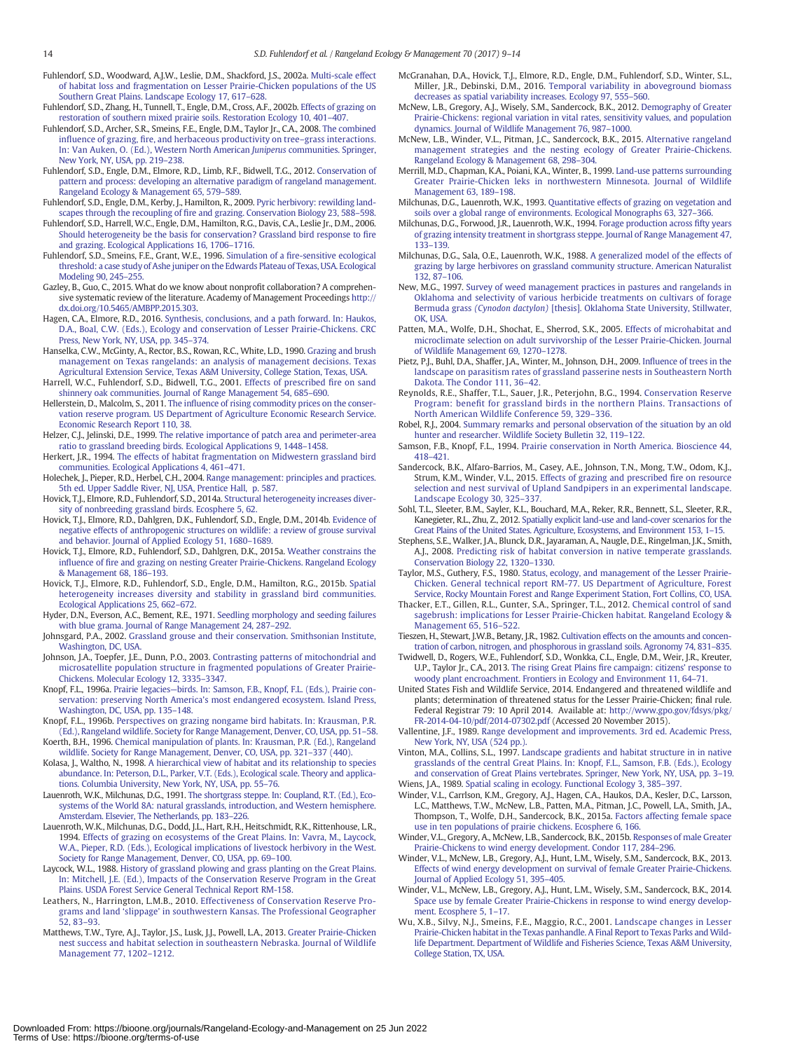Fuhlendorf, S.D., Woodward, A.J.W., Leslie, D.M., Shackford, J.S., 2002a. Multi-scale effect of habitat loss and fragmentation on Lesser Prairie-Chicken populations of the US Southern Great Plains. Landscape Ecology 17, 617–628.

Fuhlendorf, S.D., Zhang, H., Tunnell, T., Engle, D.M., Cross, A.F., 2002b. Effects of grazing on restoration of southern mixed prairie soils. Restoration Ecology 10, 401–407.

Fuhlendorf, S.D., Archer, S.R., Smeins, F.E., Engle, D.M., Taylor Jr., C.A., 2008. The combined influence of grazing, fire, and herbaceous productivity on tree–grass interactions. In: Van Auken, O. (Ed.), Western North American *Juniperus* communities. Springer, New York, NY, USA, pp. 219–238.

Fuhlendorf, S.D., Engle, D.M., Elmore, R.D., Limb, R.F., Bidwell, T.G., 2012. Conservation of pattern and process: developing an alternative paradigm of rangeland management. Rangeland Ecology & Management 65, 579–589.

Fuhlendorf, S.D., Engle, D.M., Kerby, J., Hamilton, R., 2009. Pyric herbivory: rewilding landscapes through the recoupling of fire and grazing. Conservation Biology 23, 588–598.

Fuhlendorf, S.D., Harrell, W.C., Engle, D.M., Hamilton, R.G., Davis, C.A., Leslie Jr., D.M., 2006. Should heterogeneity be the basis for conservation? Grassland bird response to fire and grazing. Ecological Applications 16, 1706–1716.

Fuhlendorf, S.D., Smeins, F.E., Grant, W.E., 1996. Simulation of a fire-sensitive ecological threshold: a case study of Ashe juniper on the Edwards Plateau of Texas, USA. Ecological Modeling 90, 245–255.

Gazley, B., Guo, C., 2015. What do we know about nonprofit collaboration? A comprehensive systematic review of the literature. Academy of Management Proceedings http://dx.doi.org/10.5465/AMBPP.2015.303.

Hagen, C.A., Elmore, R.D., 2016. Synthesis, conclusions, and a path forward. In: Haukos, D.A., Boal, C.W. (Eds.), Ecology and conservation of Lesser Prairie-Chickens. CRC Press, New York, NY, USA, pp. 345–374.

Hanselka, C.W., McGinty, A., Rector, B.S., Rowan, R.C., White, L.D., 1990. Grazing and brush management on Texas rangelands: an analysis of management decisions. Texas Agricultural Extension Service, Texas A&M University, College Station, Texas, USA.

Harrell, W.C., Fuhlendorf, S.D., Bidwell, T.G., 2001. Effects of prescribed fire on sand shinnery oak communities. Journal of Range Management 54, 685–690.

Hellerstein, D., Malcolm, S., 2011. The influence of rising commodity prices on the conservation reserve program. US Department of Agriculture Economic Research Service. Economic Research Report 110, 38.

Helzer, C.J., Jelinski, D.E., 1999. The relative importance of patch area and perimeter-area ratio to grassland breeding birds. Ecological Applications 9, 1448–1458.

Herkert, J.R., 1994. The effects of habitat fragmentation on Midwestern grassland bird communities. Ecological Applications 4, 461–471.

Holechek, J., Pieper, R.D., Herbel, C.H., 2004. Range management: principles and practices. 5th ed. Upper Saddle River, NJ, USA, Prentice Hall, p. 587.

Hovick, T.J., Elmore, R.D., Fuhlendorf, S.D., 2014a. Structural heterogeneity increases diversity of nonbreeding grassland birds. Ecosphere 5, 62.

Hovick, T.J., Elmore, R.D., Dahlgren, D.K., Fuhlendorf, S.D., Engle, D.M., 2014b. Evidence of negative effects of anthropogenic structures on wildlife: a review of grouse survival and behavior. Journal of Applied Ecology 51, 1680–1689.

Hovick, T.J., Elmore, R.D., Fuhlendorf, S.D., Dahlgren, D.K., 2015a. Weather constrains the influence of fire and grazing on nesting Greater Prairie-Chickens. Rangeland Ecology & Management 68, 186–193.

Hovick, T.J., Elmore, R.D., Fuhlendorf, S.D., Engle, D.M., Hamilton, R.G., 2015b. Spatial heterogeneity increases diversity and stability in grassland bird communities. Ecological Applications 25, 662–672.

Hyder, D.N., Everson, A.C., Bement, R.E., 1971. Seedling morphology and seeding failures with blue grama. Journal of Range Management 24, 287–292.

Johnsgard, P.A., 2002. Grassland grouse and their conservation. Smithsonian Institute, Washington, DC, USA.

Johnson, J.A., Toepfer, J.E., Dunn, P.O., 2003. Contrasting patterns of mitochondrial and microsatellite population structure in fragmented populations of Greater Prairie-Chickens. Molecular Ecology 12, 3335–3347.

Knopf, F.L., 1996a. Prairie legacies—birds. In: Samson, F.B., Knopf, F.L. (Eds.), Prairie conservation: preserving North America's most endangered ecosystem. Island Press, Washington, DC, USA, pp. 135–148.

Knopf, F.L., 1996b. Perspectives on grazing nongame bird habitats. In: Krausman, P.R. (Ed.), Rangeland wildlife. Society for Range Management, Denver, CO, USA, pp. 51–58.

Koerth, B.H., 1996. Chemical manipulation of plants. In: Krausman, P.R. (Ed.), Rangeland wildlife. Society for Range Management, Denver, CO, USA, pp. 321–337 (440).

Kolasa, J., Waltho, N., 1998. A hierarchical view of habitat and its relationship to species abundance. In: Peterson, D.L., Parker, V.T. (Eds.), Ecological scale. Theory and applications. Columbia University, New York, NY, USA, pp. 55–76.

Lauenroth, W.K., Milchunas, D.G., 1991. The shortgrass steppe. In: Coupland, R.T. (Ed.), Ecosystems of the World 8A: natural grasslands, introduction, and Western hemisphere. Amsterdam. Elsevier, The Netherlands, pp. 183–226.

Lauenroth, W.K., Milchunas, D.G., Dodd, J.L., Hart, R.H., Heitschmidt, R.K., Rittenhouse, L.R., 1994. Effects of grazing on ecosystems of the Great Plains. In: Vavra, M., Laycock, W.A., Pieper, R.D. (Eds.), Ecological implications of livestock herbivory in the West. Society for Range Management, Denver, CO, USA, pp. 69–100.

Laycock, W.L., 1988. History of grassland plowing and grass planting on the Great Plains. In: Mitchell, J.E. (Ed.), Impacts of the Conservation Reserve Program in the Great Plains. USDA Forest Service General Technical Report RM-158.

Leathers, N., Harrington, L.M.B., 2010. Effectiveness of Conservation Reserve Programs and land 'slippage' in southwestern Kansas. The Professional Geographer 52, 83–93.

Matthews, T.W., Tyre, A.J., Taylor, J.S., Lusk, J.J., Powell, L.A., 2013. Greater Prairie-Chicken nest success and habitat selection in southeastern Nebraska. Journal of Wildlife Management 77, 1202–1212.

McGranahan, D.A., Hovick, T.J., Elmore, R.D., Engle, D.M., Fuhlendorf, S.D., Winter, S.L., Miller, J.R., Debinski, D.M., 2016. Temporal variability in aboveground biomass decreases as spatial variability increases. Ecology 97, 555–560.

McNew, L.B., Gregory, A.J., Wisely, S.M., Sandercock, B.K., 2012. Demography of Greater Prairie-Chickens: regional variation in vital rates, sensitivity values, and population dynamics. Journal of Wildlife Management 76, 987–1000.

McNew, L.B., Winder, V.L., Pitman, J.C., Sandercock, B.K., 2015. Alternative rangeland management strategies and the nesting ecology of Greater Prairie-Chickens. Rangeland Ecology & Management 68, 298–304.

Merrill, M.D., Chapman, K.A., Poiani, K.A., Winter, B., 1999. Land-use patterns surrounding Greater Prairie-Chicken leks in northwestern Minnesota. Journal of Wildlife Management 63, 189–198.

Milchunas, D.G., Lauenroth, W.K., 1993. Quantitative effects of grazing on vegetation and soils over a global range of environments. Ecological Monographs 63, 327–366.

Milchunas, D.G., Forwood, J.R., Lauenroth, W.K., 1994. Forage production across fifty years of grazing intensity treatment in shortgrass steppe. Journal of Range Management 47, 133–139.

Milchunas, D.G., Sala, O.E., Lauenroth, W.K., 1988. A generalized model of the effects of grazing by large herbivores on grassland community structure. American Naturalist 132, 87–106.

New, M.G., 1997. Survey of weed management practices in pastures and rangelands in Oklahoma and selectivity of various herbicide treatments on cultivars of forage Bermuda grass *(Cynodon dactylon)* [thesis]. Oklahoma State University, Stillwater, OK, USA.

Patten, M.A., Wolfe, D.H., Shochat, E., Sherrod, S.K., 2005. Effects of microhabitat and microclimate selection on adult survivorship of the Lesser Prairie-Chicken. Journal of Wildlife Management 69, 1270–1278.

Pietz, P.J., Buhl, D.A., Shaffer, J.A., Winter, M., Johnson, D.H., 2009. Influence of trees in the landscape on parasitism rates of grassland passerine nests in Southeastern North Dakota. The Condor 111, 36–42.

Reynolds, R.E., Shaffer, T.L., Sauer, J.R., Peterjohn, B.G., 1994. Conservation Reserve Program: benefit for grassland birds in the northern Plains. Transactions of North American Wildlife Conference 59, 329–336.

Robel, R.J., 2004. Summary remarks and personal observation of the situation by an old hunter and researcher. Wildlife Society Bulletin 32, 119–122.

Samson, F.B., Knopf, F.L., 1994. Prairie conservation in North America. Bioscience 44, 418–421.

Sandercock, B.K., Alfaro-Barrios, M., Casey, A.E., Johnson, T.N., Mong, T.W., Odom, K.J., Strum, K.M., Winder, V.L., 2015. Effects of grazing and prescribed fire on resource selection and nest survival of Upland Sandpipers in an experimental landscape. Landscape Ecology 30, 325–337.

Sohl, T.L., Sleeter, B.M., Sayler, K.L., Bouchard, M.A., Reker, R.R., Bennett, S.L., Sleeter, R.R., Kanegieter, R.L., Zhu, Z., 2012. Spatially explicit land-use and land-cover scenarios for the Great Plains of the United States. Agriculture, Ecosystems, and Environment 153, 1–15.

Stephens, S.E., Walker, J.A., Blunck, D.R., Jayaraman, A., Naugle, D.E., Ringelman, J.K., Smith, A.J., 2008. Predicting risk of habitat conversion in native temperate grasslands. Conservation Biology 22, 1320–1330.

Taylor, M.S., Guthery, F.S., 1980. Status, ecology, and management of the Lesser Prairie-Chicken. General technical report RM-77. US Department of Agriculture, Forest Service, Rocky Mountain Forest and Range Experiment Station, Fort Collins, CO, USA.

Thacker, E.T., Gillen, R.L., Gunter, S.A., Springer, T.L., 2012. Chemical control of sand sagebrush: implications for Lesser Prairie-Chicken habitat. Rangeland Ecology & Management 65, 516–522.

Tieszen, H., Stewart, J.W.B., Betany, J.R., 1982. Cultivation effects on the amounts and concentration of carbon, nitrogen, and phosphorous in grassland soils. Agronomy 74, 831–835.

Twidwell, D., Rogers, W.E., Fuhlendorf, S.D., Wonkka, C.L., Engle, D.M., Weir, J.R., Kreuter, U.P., Taylor Jr., C.A., 2013. The rising Great Plains fire campaign: citizens' response to woody plant encroachment. Frontiers in Ecology and Environment 11, 64–71.

United States Fish and Wildlife Service, 2014. Endangered and threatened wildlife and plants; determination of threatened status for the Lesser Prairie-Chicken; final rule. Federal Registrar 79: 10 April 2014. Available at: http://www.gpo.gov/fdsys/pkg/FR-2014-04-10/pdf/2014-07302.pdf (Accessed 20 November 2015).

Vallentine, J.F., 1989. Range development and improvements. 3rd ed. Academic Press, New York, NY, USA (524 pp.).

Vinton, M.A., Collins, S.L., 1997. Landscape gradients and habitat structure in in native grasslands of the central Great Plains. In: Knopf, F.L., Samson, F.B. (Eds.), Ecology and conservation of Great Plains vertebrates. Springer, New York, NY, USA, pp. 3–19.

Wiens, J.A., 1989. Spatial scaling in ecology. Functional Ecology 3, 385–397.

Winder, V.L., Carrlson, K.M., Gregory, A.J., Hagen, C.A., Haukos, D.A., Kesler, D.C., Larsson, L.C., Matthews, T.W., McNew, L.B., Patten, M.A., Pitman, J.C., Powell, L.A., Smith, J.A., Thompson, T., Wolfe, D.H., Sandercock, B.K., 2015a. Factors affecting female space use in ten populations of prairie chickens. Ecosphere 6, 166.

Winder, V.L., Gregory, A.J., McNew, L.B., Sandercock, B.K., 2015b. Responses of male Greater Prairie-Chickens to wind energy development. Condor 117, 284–296.

Winder, V.L., McNew, L.B., Gregory, A.J., Hunt, L.M., Wisely, S.M., Sandercock, B.K., 2013. Effects of wind energy development on survival of female Greater Prairie-Chickens. Journal of Applied Ecology 51, 395–405.

Winder, V.L., McNew, L.B., Gregory, A.J., Hunt, L.M., Wisely, S.M., Sandercock, B.K., 2014. Space use by female Greater Prairie-Chickens in response to wind energy development. Ecosphere 5, 1–17.

Wu, X.B., Silvy, N.J., Smeins, F.E., Maggio, R.C., 2001. Landscape changes in Lesser Prairie-Chicken habitat in the Texas panhandle. A Final Report to Texas Parks and Wildlife Department. Department of Wildlife and Fisheries Science, Texas A&M University, College Station, TX, USA.